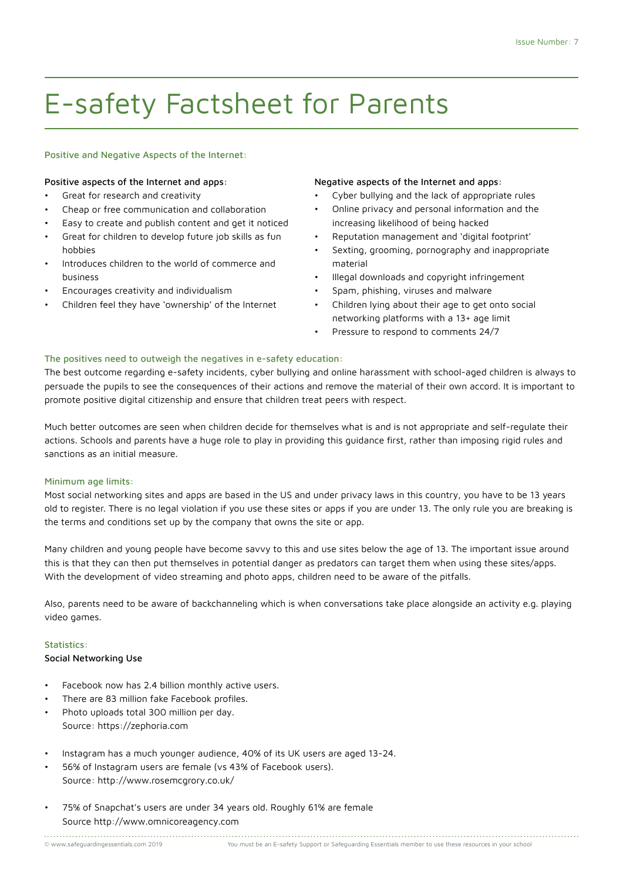# E-safety Factsheet for Parents

## Positive and Negative Aspects of the Internet:

**Positive aspects of the Internet and apps:**

- Great for research and creativity
- Cheap or free communication and collaboration
- Easy to create and publish content and get it noticed
- Great for children to develop future job skills as fun hobbies
- Introduces children to the world of commerce and business
- Encourages creativity and individualism
- Children feel they have 'ownership' of the Internet

**Negative aspects of the Internet and apps:**

- Cyber bullying and the lack of appropriate rules
- Online privacy and personal information and the increasing likelihood of being hacked
- Reputation management and 'digital footprint'
- Sexting, grooming, pornography and inappropriate material
- Illegal downloads and copyright infringement
- Spam, phishing, viruses and malware
- Children lying about their age to get onto social networking platforms with a 13+ age limit
- Pressure to respond to comments 24/7

## The positives need to outweigh the negatives in e-safety education:

The best outcome regarding e-safety incidents, cyber bullying and online harassment with school-aged children is always to persuade the pupils to see the consequences of their actions and remove the material of their own accord. It is important to promote positive digital citizenship and ensure that children treat peers with respect.

Much better outcomes are seen when children decide for themselves what is and is not appropriate and self-regulate their actions. Schools and parents have a huge role to play in providing this guidance first, rather than imposing rigid rules and sanctions as an initial measure.

## Minimum age limits:

Most social networking sites and apps are based in the US and under privacy laws in this country, you have to be 13 years old to register. There is no legal violation if you use these sites or apps if you are under 13. The only rule you are breaking is the terms and conditions set up by the company that owns the site or app.

Many children and young people have become savvy to this and use sites below the age of 13. The important issue around this is that they can then put themselves in potential danger as predators can target them when using these sites/apps. With the development of video streaming and photo apps, children need to be aware of the pitfalls.

Also, parents need to be aware of backchanneling which is when conversations take place alongside an activity e.g. playing video games.

## Statistics:

**Social Networking Use**

- Facebook now has 2.4 billion monthly active users.
- There are 83 million fake Facebook profiles.
- Photo uploads total 300 million per day.
  Source: https://zephoria.com

- Instagram has a much younger audience, 40% of its UK users are aged 13-24.
- 56% of Instagram users are female (vs 43% of Facebook users).
  Source: http://www.rosemcgrory.co.uk/

- 75% of Snapchat's users are under 34 years old. Roughly 61% are female
  Source http://www.omnicoreagency.com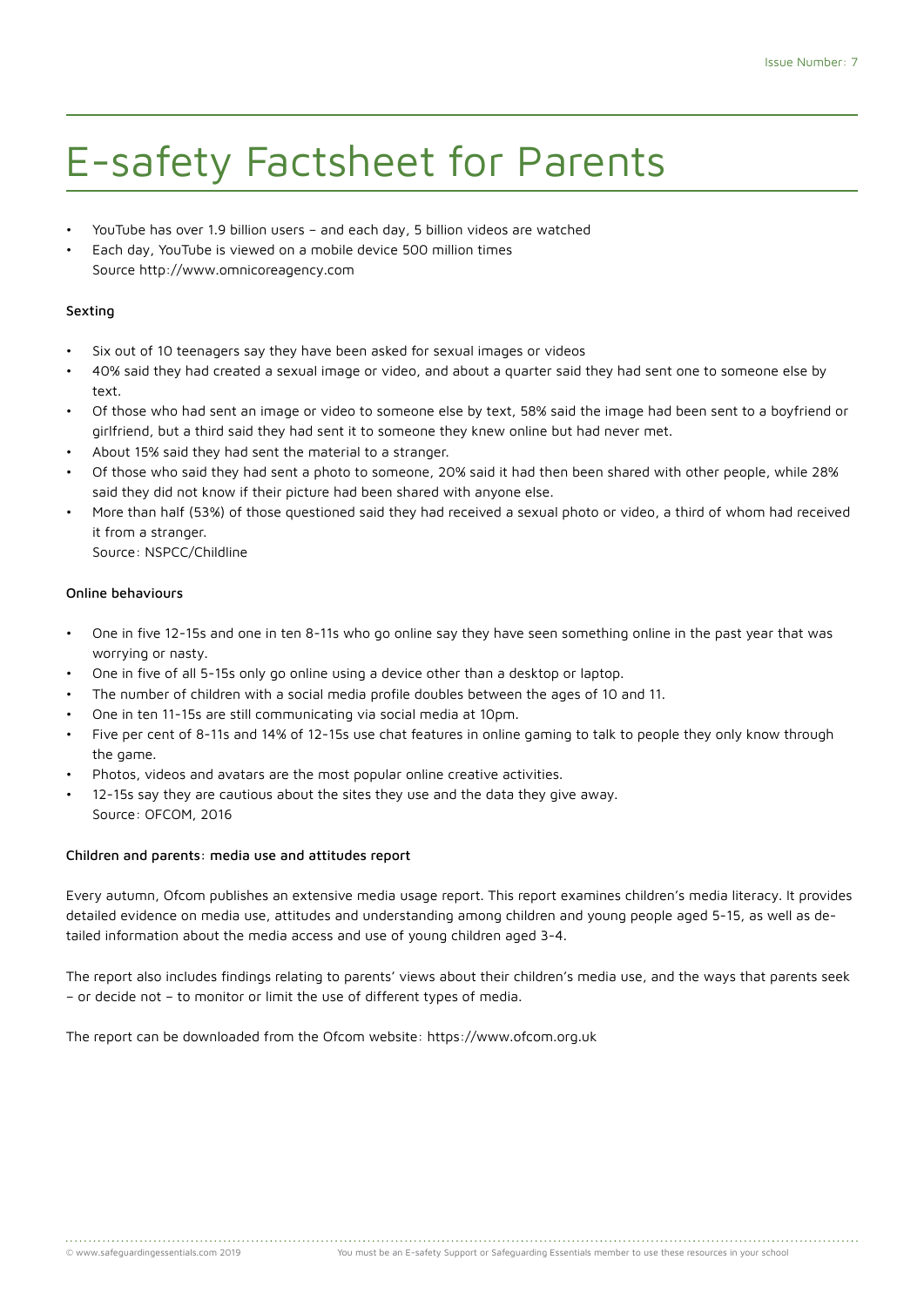# E-safety Factsheet for Parents

- YouTube has over 1.9 billion users – and each day, 5 billion videos are watched
- Each day, YouTube is viewed on a mobile device 500 million times
  Source http://www.omnicoreagency.com

**Sexting**

- Six out of 10 teenagers say they have been asked for sexual images or videos
- 40% said they had created a sexual image or video, and about a quarter said they had sent one to someone else by text.
- Of those who had sent an image or video to someone else by text, 58% said the image had been sent to a boyfriend or girlfriend, but a third said they had sent it to someone they knew online but had never met.
- About 15% said they had sent the material to a stranger.
- Of those who said they had sent a photo to someone, 20% said it had then been shared with other people, while 28% said they did not know if their picture had been shared with anyone else.
- More than half (53%) of those questioned said they had received a sexual photo or video, a third of whom had received it from a stranger.
  Source: NSPCC/Childline

**Online behaviours**

- One in five 12-15s and one in ten 8-11s who go online say they have seen something online in the past year that was worrying or nasty.
- One in five of all 5-15s only go online using a device other than a desktop or laptop.
- The number of children with a social media profile doubles between the ages of 10 and 11.
- One in ten 11-15s are still communicating via social media at 10pm.
- Five per cent of 8-11s and 14% of 12-15s use chat features in online gaming to talk to people they only know through the game.
- Photos, videos and avatars are the most popular online creative activities.
- 12-15s say they are cautious about the sites they use and the data they give away.
  Source: OFCOM, 2016

**Children and parents: media use and attitudes report**

Every autumn, Ofcom publishes an extensive media usage report. This report examines children's media literacy. It provides detailed evidence on media use, attitudes and understanding among children and young people aged 5-15, as well as detailed information about the media access and use of young children aged 3-4.

The report also includes findings relating to parents' views about their children's media use, and the ways that parents seek – or decide not – to monitor or limit the use of different types of media.

The report can be downloaded from the Ofcom website: https://www.ofcom.org.uk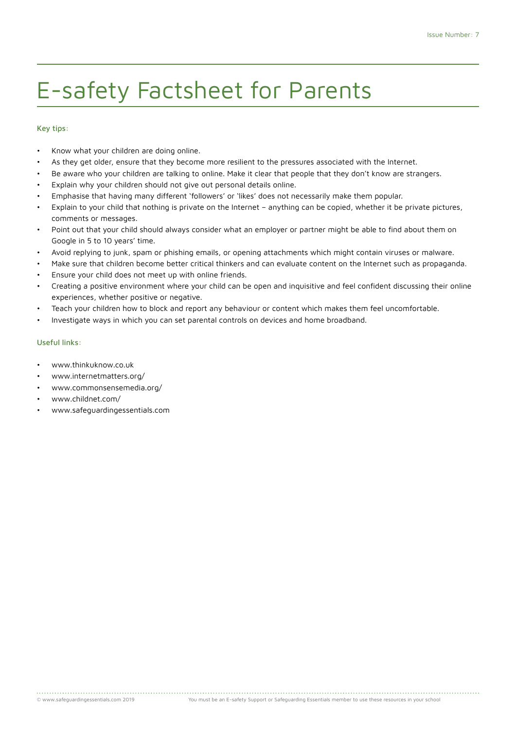# E-safety Factsheet for Parents

Key tips:

- Know what your children are doing online.
- As they get older, ensure that they become more resilient to the pressures associated with the Internet.
- Be aware who your children are talking to online. Make it clear that people that they don't know are strangers.
- Explain why your children should not give out personal details online.
- Emphasise that having many different 'followers' or 'likes' does not necessarily make them popular.
- Explain to your child that nothing is private on the Internet – anything can be copied, whether it be private pictures, comments or messages.
- Point out that your child should always consider what an employer or partner might be able to find about them on Google in 5 to 10 years' time.
- Avoid replying to junk, spam or phishing emails, or opening attachments which might contain viruses or malware.
- Make sure that children become better critical thinkers and can evaluate content on the Internet such as propaganda.
- Ensure your child does not meet up with online friends.
- Creating a positive environment where your child can be open and inquisitive and feel confident discussing their online experiences, whether positive or negative.
- Teach your children how to block and report any behaviour or content which makes them feel uncomfortable.
- Investigate ways in which you can set parental controls on devices and home broadband.

Useful links:

- www.thinkuknow.co.uk
- www.internetmatters.org/
- www.commonsensemedia.org/
- www.childnet.com/
- www.safeguardingessentials.com